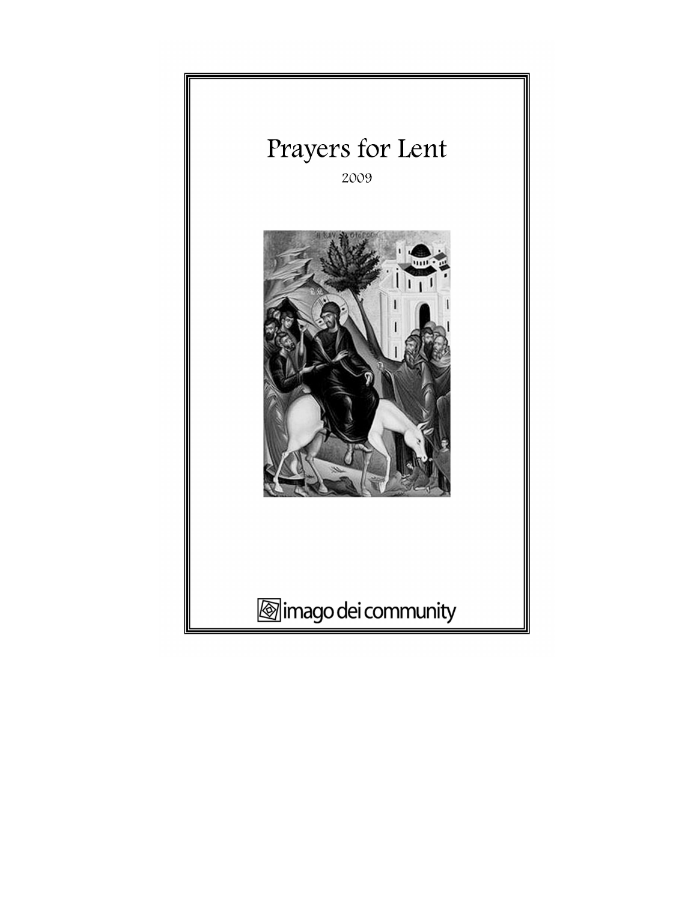# Prayers for Lent

2009

imago dei community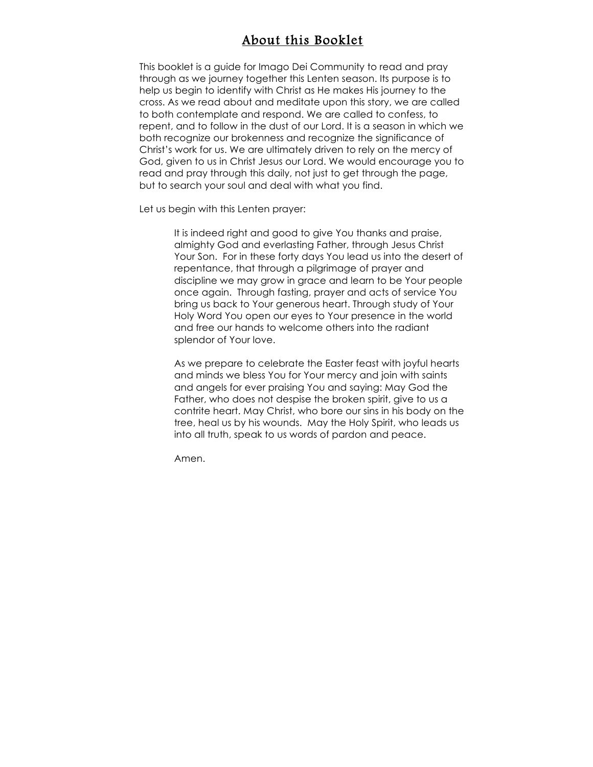# About this Booklet

This booklet is a guide for Imago Dei Community to read and pray through as we journey together this Lenten season. Its purpose is to help us begin to identify with Christ as He makes His journey to the cross. As we read about and meditate upon this story, we are called to both contemplate and respond. We are called to confess, to repent, and to follow in the dust of our Lord. It is a season in which we both recognize our brokenness and recognize the significance of Christ's work for us. We are ultimately driven to rely on the mercy of God, given to us in Christ Jesus our Lord. We would encourage you to read and pray through this daily, not just to get through the page, but to search your soul and deal with what you find.

Let us begin with this Lenten prayer:

> It is indeed right and good to give You thanks and praise, almighty God and everlasting Father, through Jesus Christ Your Son. For in these forty days You lead us into the desert of repentance, that through a pilgrimage of prayer and discipline we may grow in grace and learn to be Your people once again. Through fasting, prayer and acts of service You bring us back to Your generous heart. Through study of Your Holy Word You open our eyes to Your presence in the world and free our hands to welcome others into the radiant splendor of Your love.
>
> As we prepare to celebrate the Easter feast with joyful hearts and minds we bless You for Your mercy and join with saints and angels for ever praising You and saying: May God the Father, who does not despise the broken spirit, give to us a contrite heart. May Christ, who bore our sins in his body on the tree, heal us by his wounds. May the Holy Spirit, who leads us into all truth, speak to us words of pardon and peace.
>
> Amen.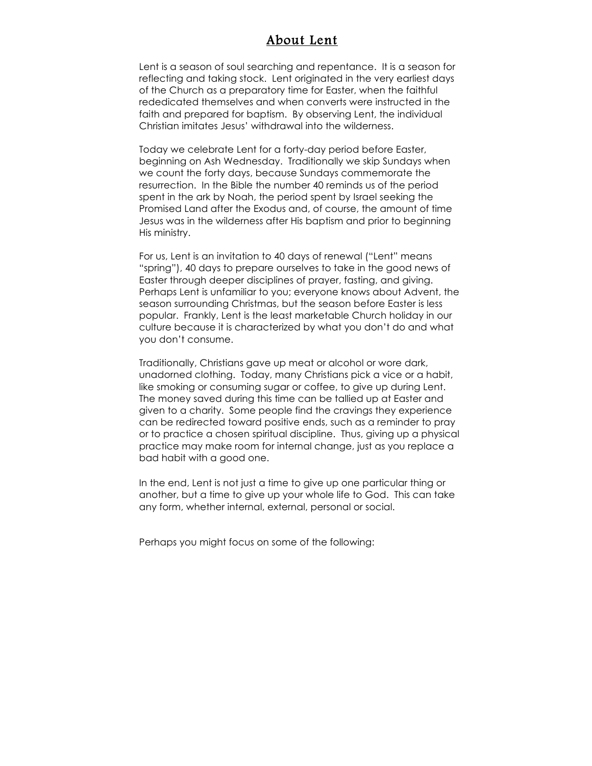# About Lent

Lent is a season of soul searching and repentance. It is a season for reflecting and taking stock. Lent originated in the very earliest days of the Church as a preparatory time for Easter, when the faithful rededicated themselves and when converts were instructed in the faith and prepared for baptism. By observing Lent, the individual Christian imitates Jesus' withdrawal into the wilderness.

Today we celebrate Lent for a forty-day period before Easter, beginning on Ash Wednesday. Traditionally we skip Sundays when we count the forty days, because Sundays commemorate the resurrection. In the Bible the number 40 reminds us of the period spent in the ark by Noah, the period spent by Israel seeking the Promised Land after the Exodus and, of course, the amount of time Jesus was in the wilderness after His baptism and prior to beginning His ministry.

For us, Lent is an invitation to 40 days of renewal ("Lent" means "spring"), 40 days to prepare ourselves to take in the good news of Easter through deeper disciplines of prayer, fasting, and giving. Perhaps Lent is unfamiliar to you; everyone knows about Advent, the season surrounding Christmas, but the season before Easter is less popular. Frankly, Lent is the least marketable Church holiday in our culture because it is characterized by what you don't do and what you don't consume.

Traditionally, Christians gave up meat or alcohol or wore dark, unadorned clothing. Today, many Christians pick a vice or a habit, like smoking or consuming sugar or coffee, to give up during Lent. The money saved during this time can be tallied up at Easter and given to a charity. Some people find the cravings they experience can be redirected toward positive ends, such as a reminder to pray or to practice a chosen spiritual discipline. Thus, giving up a physical practice may make room for internal change, just as you replace a bad habit with a good one.

In the end, Lent is not just a time to give up one particular thing or another, but a time to give up your whole life to God. This can take any form, whether internal, external, personal or social.

Perhaps you might focus on some of the following: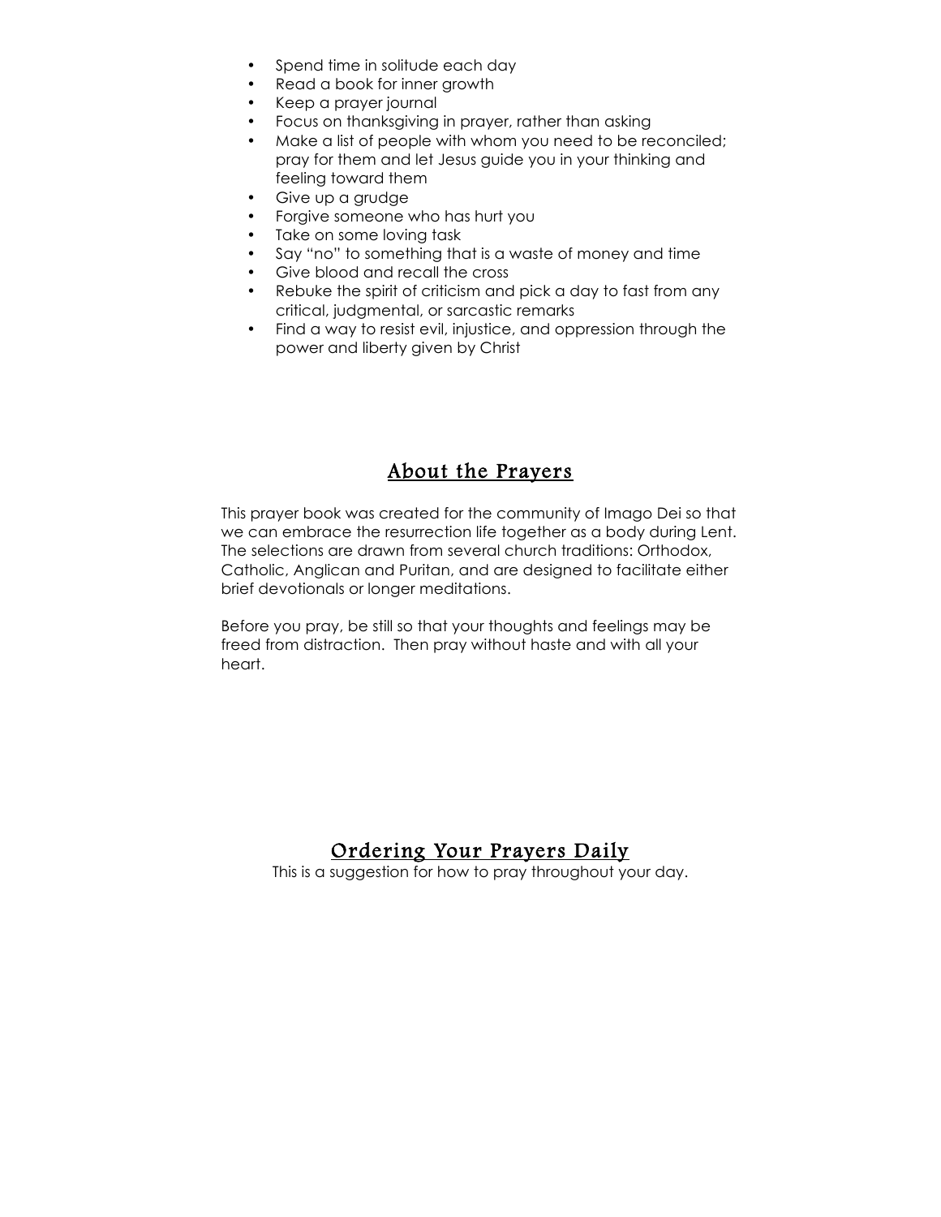- Spend time in solitude each day
- Read a book for inner growth
- Keep a prayer journal
- Focus on thanksgiving in prayer, rather than asking
- Make a list of people with whom you need to be reconciled; pray for them and let Jesus guide you in your thinking and feeling toward them
- Give up a grudge
- Forgive someone who has hurt you
- Take on some loving task
- Say "no" to something that is a waste of money and time
- Give blood and recall the cross
- Rebuke the spirit of criticism and pick a day to fast from any critical, judgmental, or sarcastic remarks
- Find a way to resist evil, injustice, and oppression through the power and liberty given by Christ

## About the Prayers

This prayer book was created for the community of Imago Dei so that we can embrace the resurrection life together as a body during Lent. The selections are drawn from several church traditions: Orthodox, Catholic, Anglican and Puritan, and are designed to facilitate either brief devotionals or longer meditations.

Before you pray, be still so that your thoughts and feelings may be freed from distraction. Then pray without haste and with all your heart.

## Ordering Your Prayers Daily

This is a suggestion for how to pray throughout your day.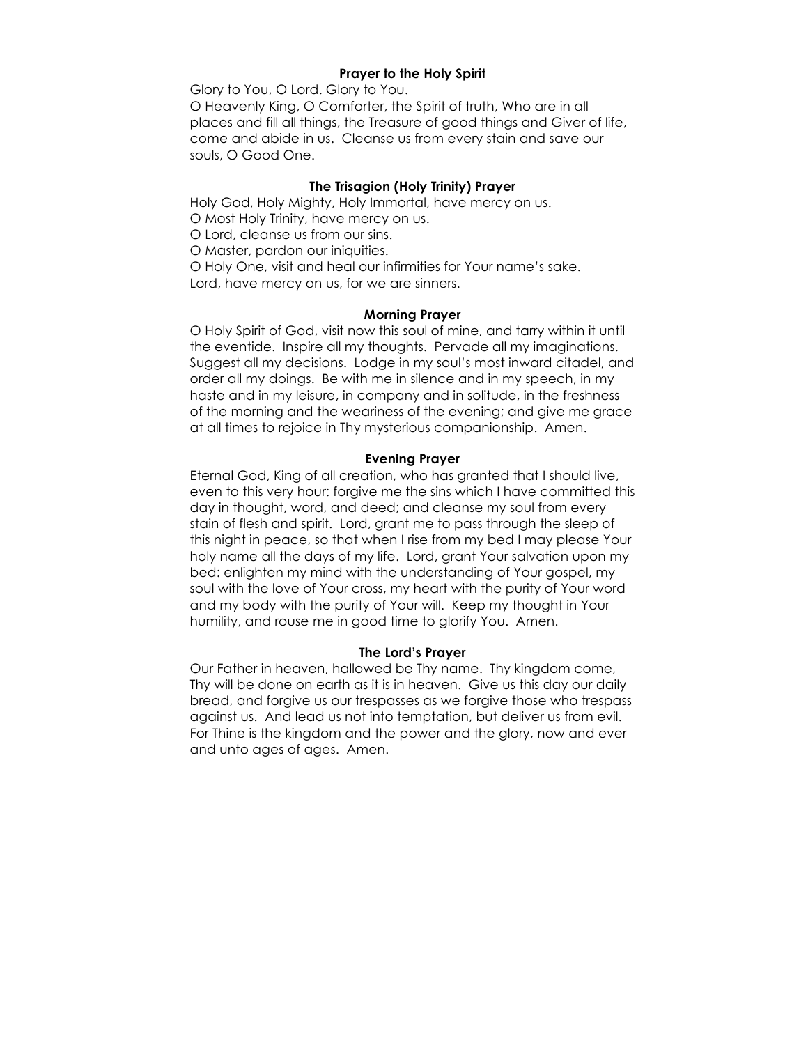### Prayer to the Holy Spirit

Glory to You, O Lord. Glory to You.
O Heavenly King, O Comforter, the Spirit of truth, Who are in all places and fill all things, the Treasure of good things and Giver of life, come and abide in us. Cleanse us from every stain and save our souls, O Good One.

### The Trisagion (Holy Trinity) Prayer

Holy God, Holy Mighty, Holy Immortal, have mercy on us.
O Most Holy Trinity, have mercy on us.
O Lord, cleanse us from our sins.
O Master, pardon our iniquities.
O Holy One, visit and heal our infirmities for Your name's sake.
Lord, have mercy on us, for we are sinners.

### Morning Prayer

O Holy Spirit of God, visit now this soul of mine, and tarry within it until the eventide. Inspire all my thoughts. Pervade all my imaginations. Suggest all my decisions. Lodge in my soul's most inward citadel, and order all my doings. Be with me in silence and in my speech, in my haste and in my leisure, in company and in solitude, in the freshness of the morning and the weariness of the evening; and give me grace at all times to rejoice in Thy mysterious companionship. Amen.

### Evening Prayer

Eternal God, King of all creation, who has granted that I should live, even to this very hour: forgive me the sins which I have committed this day in thought, word, and deed; and cleanse my soul from every stain of flesh and spirit. Lord, grant me to pass through the sleep of this night in peace, so that when I rise from my bed I may please Your holy name all the days of my life. Lord, grant Your salvation upon my bed: enlighten my mind with the understanding of Your gospel, my soul with the love of Your cross, my heart with the purity of Your word and my body with the purity of Your will. Keep my thought in Your humility, and rouse me in good time to glorify You. Amen.

### The Lord's Prayer

Our Father in heaven, hallowed be Thy name. Thy kingdom come, Thy will be done on earth as it is in heaven. Give us this day our daily bread, and forgive us our trespasses as we forgive those who trespass against us. And lead us not into temptation, but deliver us from evil. For Thine is the kingdom and the power and the glory, now and ever and unto ages of ages. Amen.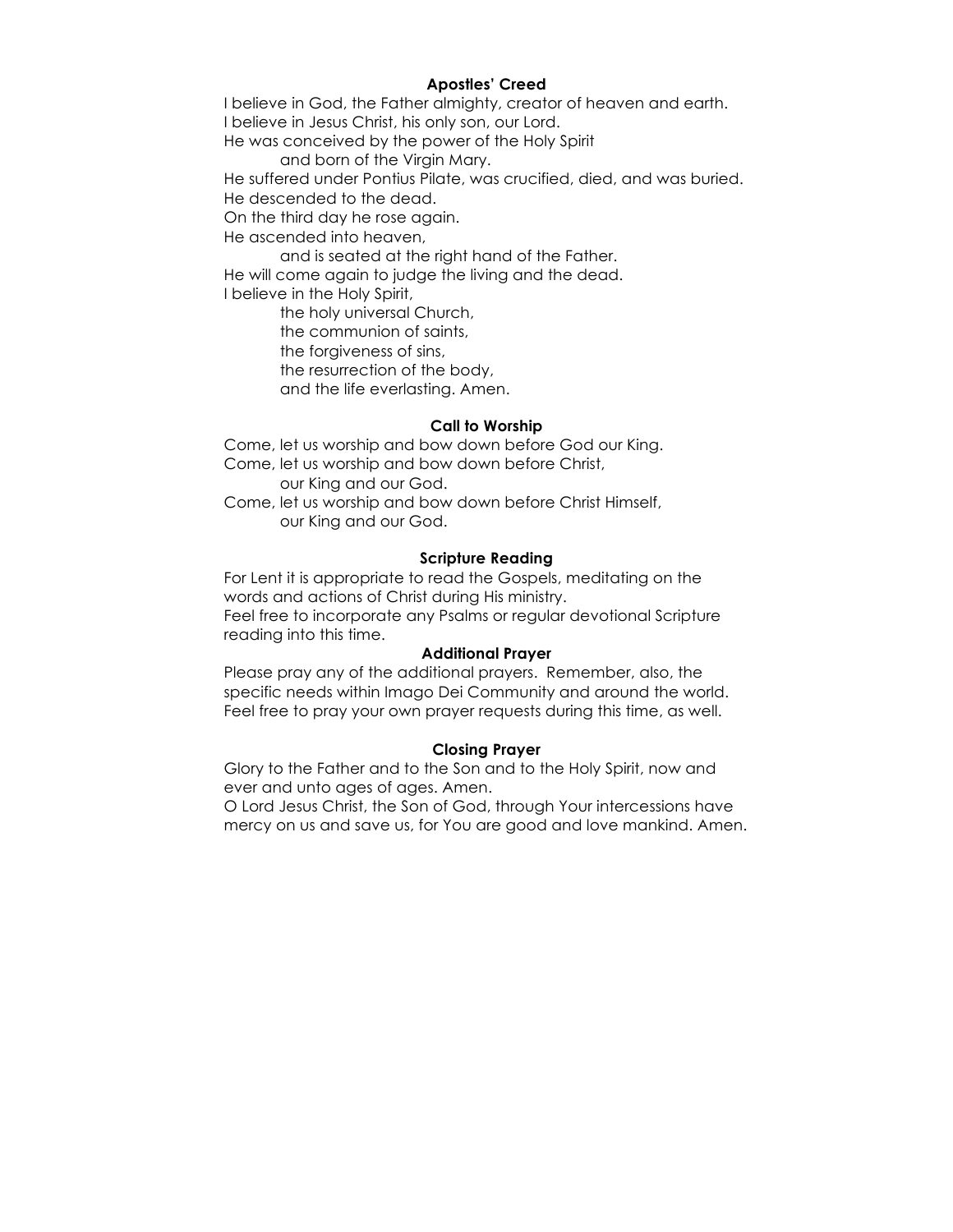## Apostles' Creed

I believe in God, the Father almighty, creator of heaven and earth.
I believe in Jesus Christ, his only son, our Lord.
He was conceived by the power of the Holy Spirit
  and born of the Virgin Mary.
He suffered under Pontius Pilate, was crucified, died, and was buried.
He descended to the dead.
On the third day he rose again.
He ascended into heaven,
  and is seated at the right hand of the Father.
He will come again to judge the living and the dead.
I believe in the Holy Spirit,
  the holy universal Church,
  the communion of saints,
  the forgiveness of sins,
  the resurrection of the body,
  and the life everlasting. Amen.

## Call to Worship

Come, let us worship and bow down before God our King.
Come, let us worship and bow down before Christ,
  our King and our God.
Come, let us worship and bow down before Christ Himself,
  our King and our God.

## Scripture Reading

For Lent it is appropriate to read the Gospels, meditating on the words and actions of Christ during His ministry.
Feel free to incorporate any Psalms or regular devotional Scripture reading into this time.

## Additional Prayer

Please pray any of the additional prayers. Remember, also, the specific needs within Imago Dei Community and around the world. Feel free to pray your own prayer requests during this time, as well.

## Closing Prayer

Glory to the Father and to the Son and to the Holy Spirit, now and ever and unto ages of ages. Amen.
O Lord Jesus Christ, the Son of God, through Your intercessions have mercy on us and save us, for You are good and love mankind. Amen.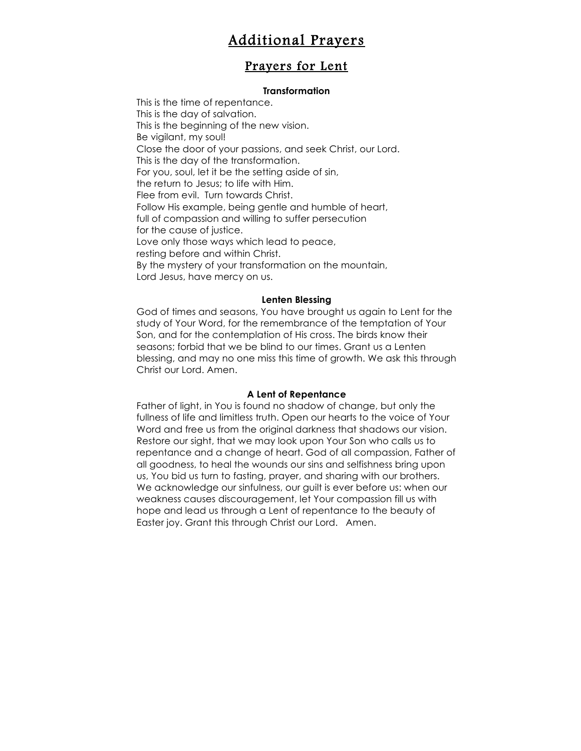# Additional Prayers

## Prayers for Lent

### Transformation

This is the time of repentance.
This is the day of salvation.
This is the beginning of the new vision.
Be vigilant, my soul!
Close the door of your passions, and seek Christ, our Lord.
This is the day of the transformation.
For you, soul, let it be the setting aside of sin,
the return to Jesus; to life with Him.
Flee from evil. Turn towards Christ.
Follow His example, being gentle and humble of heart,
full of compassion and willing to suffer persecution
for the cause of justice.
Love only those ways which lead to peace,
resting before and within Christ.
By the mystery of your transformation on the mountain,
Lord Jesus, have mercy on us.

### Lenten Blessing

God of times and seasons, You have brought us again to Lent for the study of Your Word, for the remembrance of the temptation of Your Son, and for the contemplation of His cross. The birds know their seasons; forbid that we be blind to our times. Grant us a Lenten blessing, and may no one miss this time of growth. We ask this through Christ our Lord. Amen.

### A Lent of Repentance

Father of light, in You is found no shadow of change, but only the fullness of life and limitless truth. Open our hearts to the voice of Your Word and free us from the original darkness that shadows our vision. Restore our sight, that we may look upon Your Son who calls us to repentance and a change of heart. God of all compassion, Father of all goodness, to heal the wounds our sins and selfishness bring upon us, You bid us turn to fasting, prayer, and sharing with our brothers. We acknowledge our sinfulness, our guilt is ever before us: when our weakness causes discouragement, let Your compassion fill us with hope and lead us through a Lent of repentance to the beauty of Easter joy. Grant this through Christ our Lord. Amen.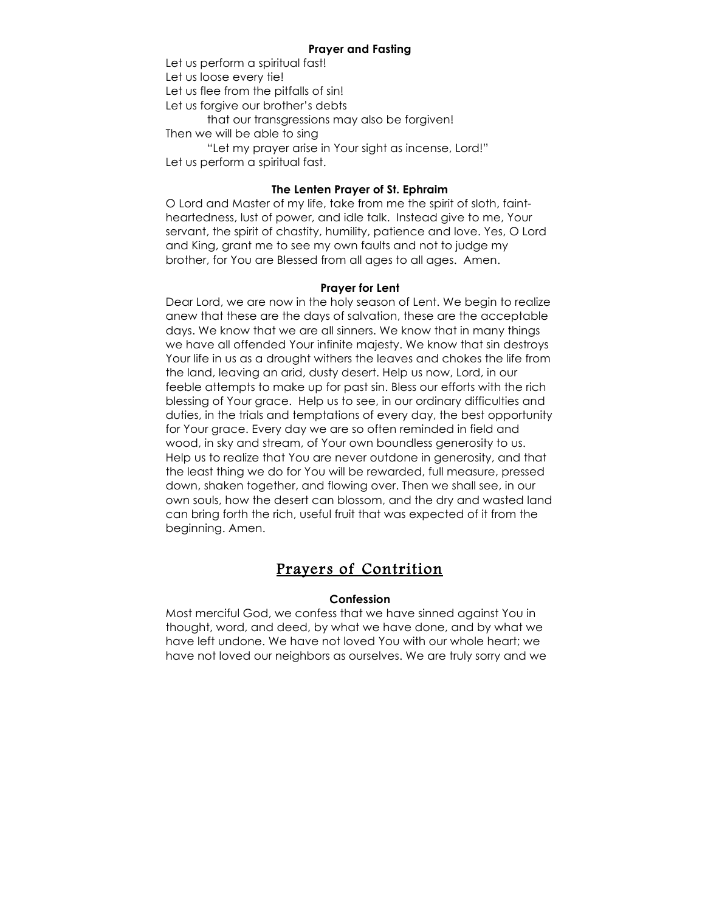### Prayer and Fasting

Let us perform a spiritual fast!
Let us loose every tie!
Let us flee from the pitfalls of sin!
Let us forgive our brother's debts
 that our transgressions may also be forgiven!
Then we will be able to sing
 "Let my prayer arise in Your sight as incense, Lord!"
Let us perform a spiritual fast.

### The Lenten Prayer of St. Ephraim

O Lord and Master of my life, take from me the spirit of sloth, faint-heartedness, lust of power, and idle talk. Instead give to me, Your servant, the spirit of chastity, humility, patience and love. Yes, O Lord and King, grant me to see my own faults and not to judge my brother, for You are Blessed from all ages to all ages. Amen.

### Prayer for Lent

Dear Lord, we are now in the holy season of Lent. We begin to realize anew that these are the days of salvation, these are the acceptable days. We know that we are all sinners. We know that in many things we have all offended Your infinite majesty. We know that sin destroys Your life in us as a drought withers the leaves and chokes the life from the land, leaving an arid, dusty desert. Help us now, Lord, in our feeble attempts to make up for past sin. Bless our efforts with the rich blessing of Your grace. Help us to see, in our ordinary difficulties and duties, in the trials and temptations of every day, the best opportunity for Your grace. Every day we are so often reminded in field and wood, in sky and stream, of Your own boundless generosity to us. Help us to realize that You are never outdone in generosity, and that the least thing we do for You will be rewarded, full measure, pressed down, shaken together, and flowing over. Then we shall see, in our own souls, how the desert can blossom, and the dry and wasted land can bring forth the rich, useful fruit that was expected of it from the beginning. Amen.

## Prayers of Contrition

### Confession

Most merciful God, we confess that we have sinned against You in thought, word, and deed, by what we have done, and by what we have left undone. We have not loved You with our whole heart; we have not loved our neighbors as ourselves. We are truly sorry and we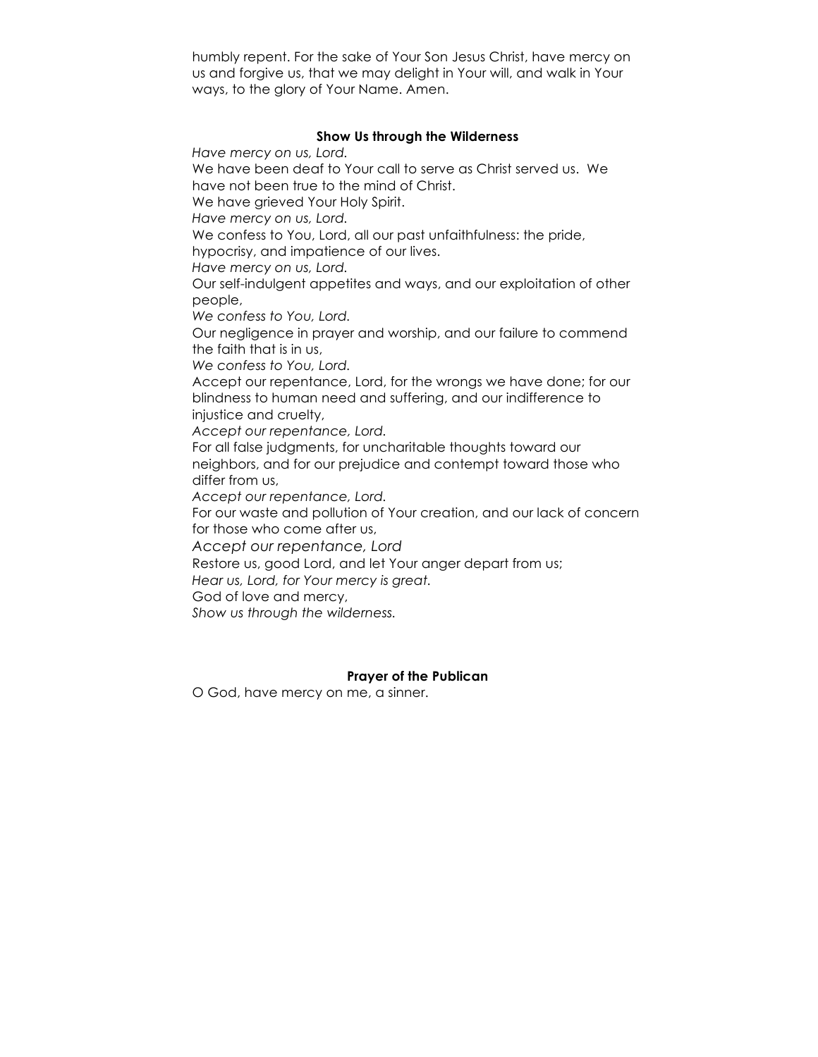humbly repent. For the sake of Your Son Jesus Christ, have mercy on us and forgive us, that we may delight in Your will, and walk in Your ways, to the glory of Your Name. Amen.

### Show Us through the Wilderness

*Have mercy on us, Lord.*
We have been deaf to Your call to serve as Christ served us. We have not been true to the mind of Christ.
We have grieved Your Holy Spirit.
*Have mercy on us, Lord.*
We confess to You, Lord, all our past unfaithfulness: the pride, hypocrisy, and impatience of our lives.
*Have mercy on us, Lord.*
Our self-indulgent appetites and ways, and our exploitation of other people,
*We confess to You, Lord.*
Our negligence in prayer and worship, and our failure to commend the faith that is in us,
*We confess to You, Lord.*
Accept our repentance, Lord, for the wrongs we have done; for our blindness to human need and suffering, and our indifference to injustice and cruelty,
*Accept our repentance, Lord.*
For all false judgments, for uncharitable thoughts toward our neighbors, and for our prejudice and contempt toward those who differ from us,
*Accept our repentance, Lord.*
For our waste and pollution of Your creation, and our lack of concern for those who come after us,
*Accept our repentance, Lord*
Restore us, good Lord, and let Your anger depart from us;
*Hear us, Lord, for Your mercy is great.*
God of love and mercy,
*Show us through the wilderness.*

### Prayer of the Publican

O God, have mercy on me, a sinner.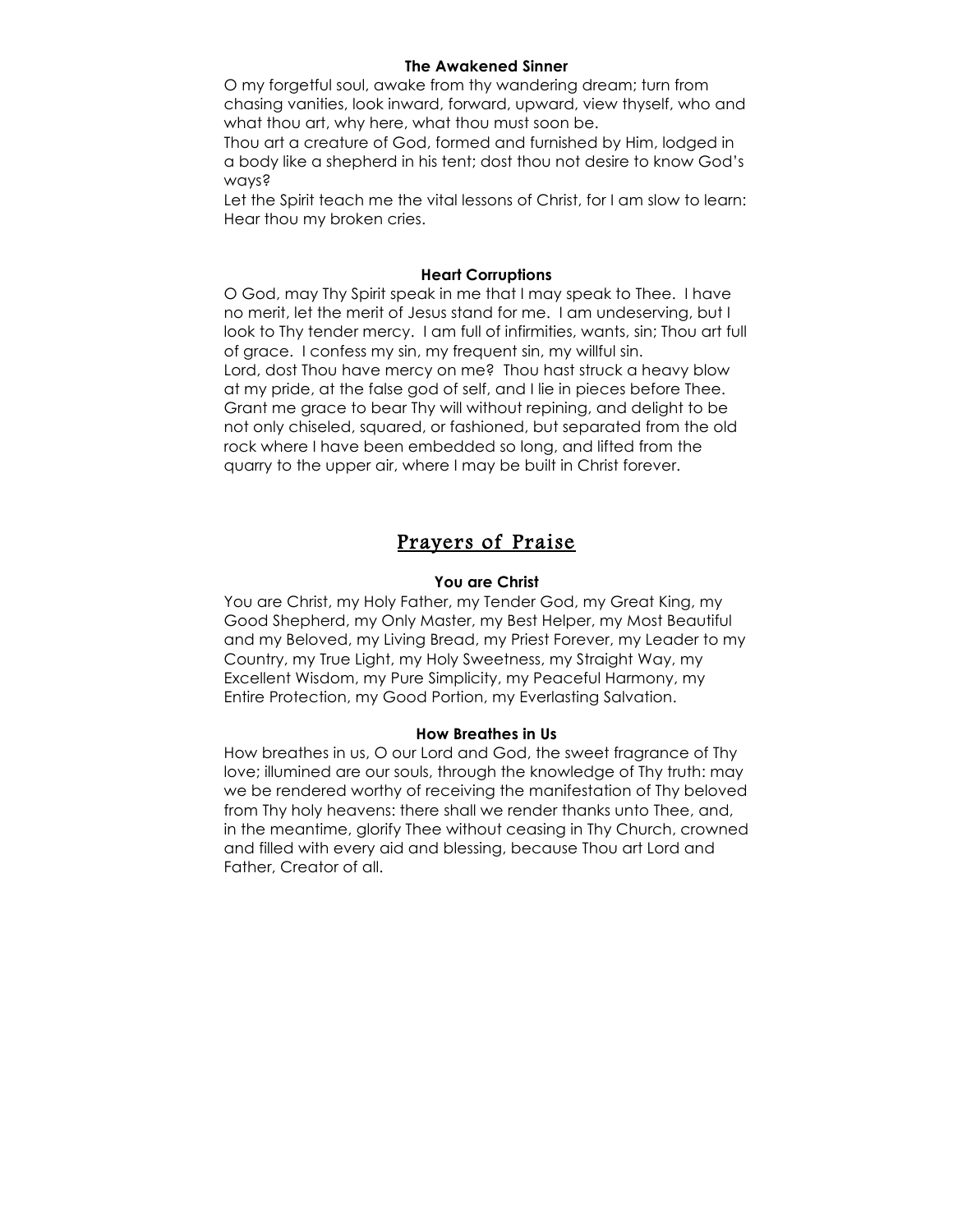### The Awakened Sinner

O my forgetful soul, awake from thy wandering dream; turn from chasing vanities, look inward, forward, upward, view thyself, who and what thou art, why here, what thou must soon be.
Thou art a creature of God, formed and furnished by Him, lodged in a body like a shepherd in his tent; dost thou not desire to know God's ways?
Let the Spirit teach me the vital lessons of Christ, for I am slow to learn: Hear thou my broken cries.

### Heart Corruptions

O God, may Thy Spirit speak in me that I may speak to Thee. I have no merit, let the merit of Jesus stand for me. I am undeserving, but I look to Thy tender mercy. I am full of infirmities, wants, sin; Thou art full of grace. I confess my sin, my frequent sin, my willful sin.
Lord, dost Thou have mercy on me? Thou hast struck a heavy blow at my pride, at the false god of self, and I lie in pieces before Thee. Grant me grace to bear Thy will without repining, and delight to be not only chiseled, squared, or fashioned, but separated from the old rock where I have been embedded so long, and lifted from the quarry to the upper air, where I may be built in Christ forever.

## Prayers of Praise

### You are Christ

You are Christ, my Holy Father, my Tender God, my Great King, my Good Shepherd, my Only Master, my Best Helper, my Most Beautiful and my Beloved, my Living Bread, my Priest Forever, my Leader to my Country, my True Light, my Holy Sweetness, my Straight Way, my Excellent Wisdom, my Pure Simplicity, my Peaceful Harmony, my Entire Protection, my Good Portion, my Everlasting Salvation.

### How Breathes in Us

How breathes in us, O our Lord and God, the sweet fragrance of Thy love; illumined are our souls, through the knowledge of Thy truth: may we be rendered worthy of receiving the manifestation of Thy beloved from Thy holy heavens: there shall we render thanks unto Thee, and, in the meantime, glorify Thee without ceasing in Thy Church, crowned and filled with every aid and blessing, because Thou art Lord and Father, Creator of all.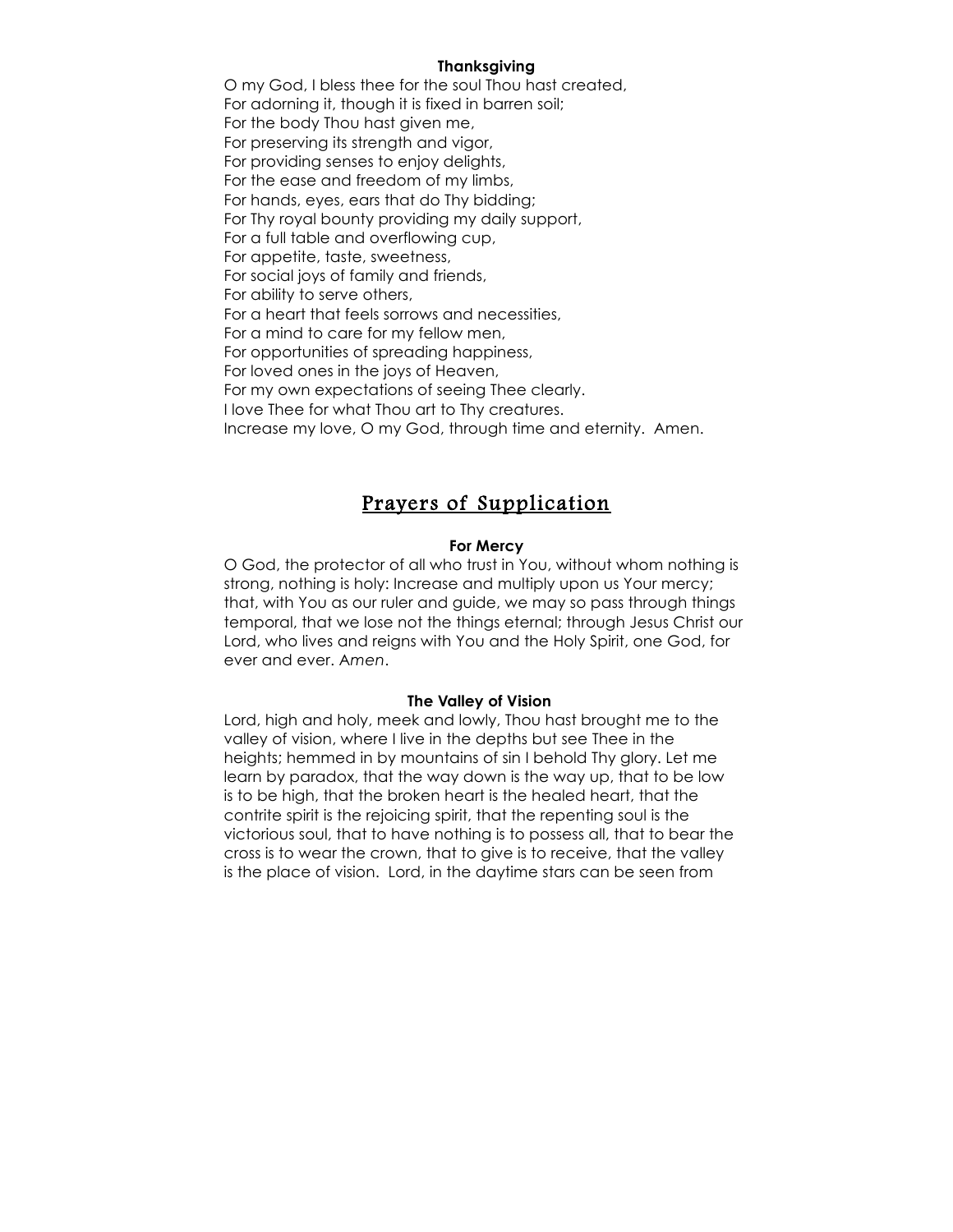### Thanksgiving

O my God, I bless thee for the soul Thou hast created,
For adorning it, though it is fixed in barren soil;
For the body Thou hast given me,
For preserving its strength and vigor,
For providing senses to enjoy delights,
For the ease and freedom of my limbs,
For hands, eyes, ears that do Thy bidding;
For Thy royal bounty providing my daily support,
For a full table and overflowing cup,
For appetite, taste, sweetness,
For social joys of family and friends,
For ability to serve others,
For a heart that feels sorrows and necessities,
For a mind to care for my fellow men,
For opportunities of spreading happiness,
For loved ones in the joys of Heaven,
For my own expectations of seeing Thee clearly.
I love Thee for what Thou art to Thy creatures.
Increase my love, O my God, through time and eternity. Amen.

## Prayers of Supplication

### For Mercy

O God, the protector of all who trust in You, without whom nothing is strong, nothing is holy: Increase and multiply upon us Your mercy; that, with You as our ruler and guide, we may so pass through things temporal, that we lose not the things eternal; through Jesus Christ our Lord, who lives and reigns with You and the Holy Spirit, one God, for ever and ever. A*men*.

### The Valley of Vision

Lord, high and holy, meek and lowly, Thou hast brought me to the valley of vision, where I live in the depths but see Thee in the heights; hemmed in by mountains of sin I behold Thy glory. Let me learn by paradox, that the way down is the way up, that to be low is to be high, that the broken heart is the healed heart, that the contrite spirit is the rejoicing spirit, that the repenting soul is the victorious soul, that to have nothing is to possess all, that to bear the cross is to wear the crown, that to give is to receive, that the valley is the place of vision. Lord, in the daytime stars can be seen from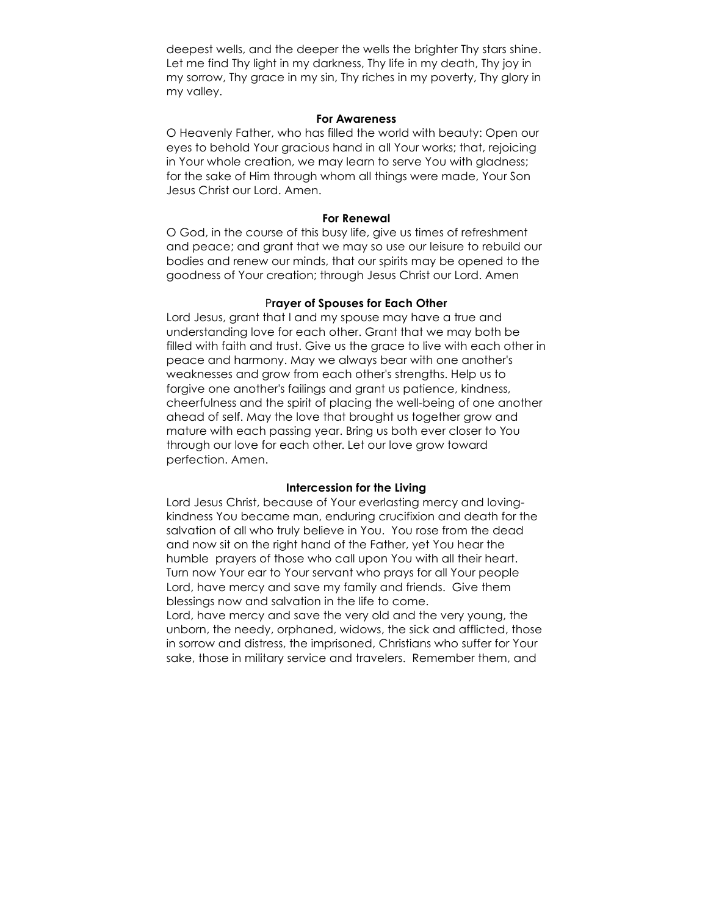deepest wells, and the deeper the wells the brighter Thy stars shine. Let me find Thy light in my darkness, Thy life in my death, Thy joy in my sorrow, Thy grace in my sin, Thy riches in my poverty, Thy glory in my valley.

### For Awareness

O Heavenly Father, who has filled the world with beauty: Open our eyes to behold Your gracious hand in all Your works; that, rejoicing in Your whole creation, we may learn to serve You with gladness; for the sake of Him through whom all things were made, Your Son Jesus Christ our Lord. Amen.

### For Renewal

O God, in the course of this busy life, give us times of refreshment and peace; and grant that we may so use our leisure to rebuild our bodies and renew our minds, that our spirits may be opened to the goodness of Your creation; through Jesus Christ our Lord. Amen

### Prayer of Spouses for Each Other

Lord Jesus, grant that I and my spouse may have a true and understanding love for each other. Grant that we may both be filled with faith and trust. Give us the grace to live with each other in peace and harmony. May we always bear with one another's weaknesses and grow from each other's strengths. Help us to forgive one another's failings and grant us patience, kindness, cheerfulness and the spirit of placing the well-being of one another ahead of self. May the love that brought us together grow and mature with each passing year. Bring us both ever closer to You through our love for each other. Let our love grow toward perfection. Amen.

### Intercession for the Living

Lord Jesus Christ, because of Your everlasting mercy and loving-kindness You became man, enduring crucifixion and death for the salvation of all who truly believe in You. You rose from the dead and now sit on the right hand of the Father, yet You hear the humble prayers of those who call upon You with all their heart. Turn now Your ear to Your servant who prays for all Your people Lord, have mercy and save my family and friends. Give them blessings now and salvation in the life to come.

Lord, have mercy and save the very old and the very young, the unborn, the needy, orphaned, widows, the sick and afflicted, those in sorrow and distress, the imprisoned, Christians who suffer for Your sake, those in military service and travelers. Remember them, and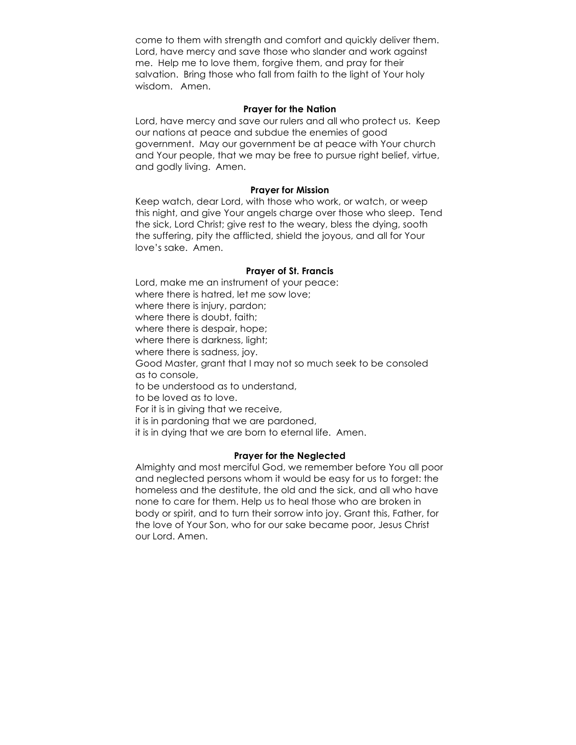come to them with strength and comfort and quickly deliver them. Lord, have mercy and save those who slander and work against me. Help me to love them, forgive them, and pray for their salvation. Bring those who fall from faith to the light of Your holy wisdom. Amen.

### Prayer for the Nation

Lord, have mercy and save our rulers and all who protect us. Keep our nations at peace and subdue the enemies of good government. May our government be at peace with Your church and Your people, that we may be free to pursue right belief, virtue, and godly living. Amen.

### Prayer for Mission

Keep watch, dear Lord, with those who work, or watch, or weep this night, and give Your angels charge over those who sleep. Tend the sick, Lord Christ; give rest to the weary, bless the dying, sooth the suffering, pity the afflicted, shield the joyous, and all for Your love's sake. Amen.

### Prayer of St. Francis

Lord, make me an instrument of your peace:
where there is hatred, let me sow love;
where there is injury, pardon;
where there is doubt, faith;
where there is despair, hope;
where there is darkness, light;
where there is sadness, joy.
Good Master, grant that I may not so much seek to be consoled as to console,
to be understood as to understand,
to be loved as to love.
For it is in giving that we receive,
it is in pardoning that we are pardoned,
it is in dying that we are born to eternal life. Amen.

### Prayer for the Neglected

Almighty and most merciful God, we remember before You all poor and neglected persons whom it would be easy for us to forget: the homeless and the destitute, the old and the sick, and all who have none to care for them. Help us to heal those who are broken in body or spirit, and to turn their sorrow into joy. Grant this, Father, for the love of Your Son, who for our sake became poor, Jesus Christ our Lord. Amen.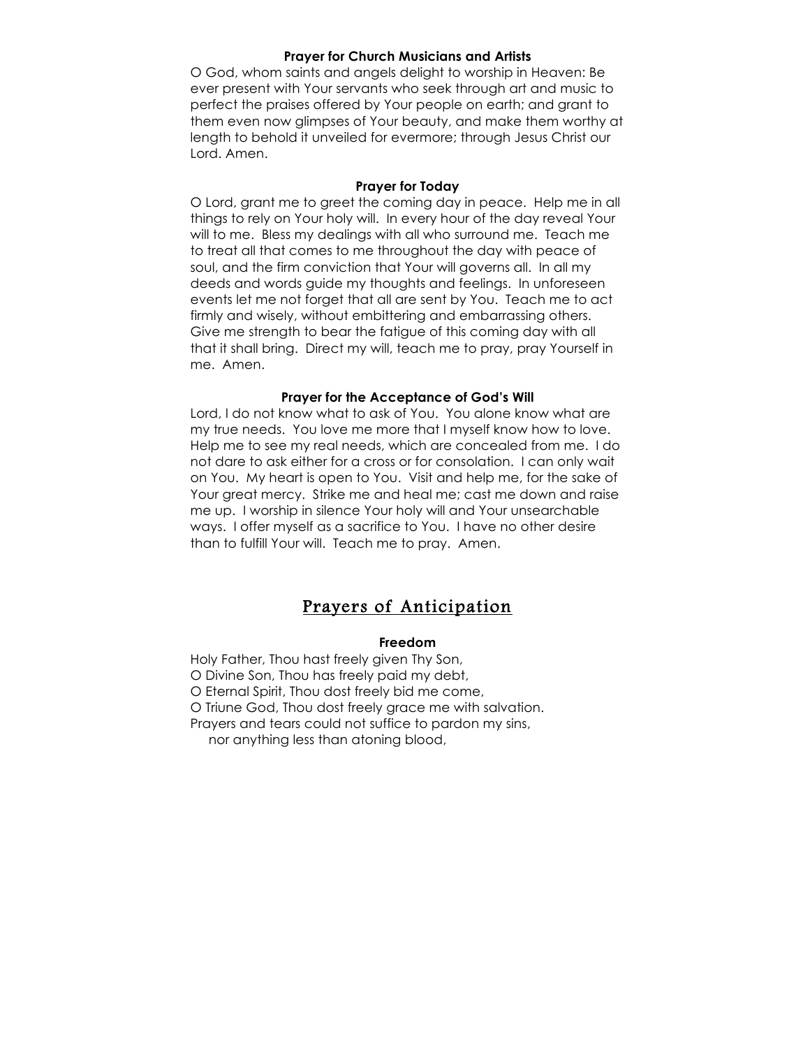### Prayer for Church Musicians and Artists

O God, whom saints and angels delight to worship in Heaven: Be ever present with Your servants who seek through art and music to perfect the praises offered by Your people on earth; and grant to them even now glimpses of Your beauty, and make them worthy at length to behold it unveiled for evermore; through Jesus Christ our Lord. Amen.

### Prayer for Today

O Lord, grant me to greet the coming day in peace. Help me in all things to rely on Your holy will. In every hour of the day reveal Your will to me. Bless my dealings with all who surround me. Teach me to treat all that comes to me throughout the day with peace of soul, and the firm conviction that Your will governs all. In all my deeds and words guide my thoughts and feelings. In unforeseen events let me not forget that all are sent by You. Teach me to act firmly and wisely, without embittering and embarrassing others. Give me strength to bear the fatigue of this coming day with all that it shall bring. Direct my will, teach me to pray, pray Yourself in me. Amen.

### Prayer for the Acceptance of God's Will

Lord, I do not know what to ask of You. You alone know what are my true needs. You love me more that I myself know how to love. Help me to see my real needs, which are concealed from me. I do not dare to ask either for a cross or for consolation. I can only wait on You. My heart is open to You. Visit and help me, for the sake of Your great mercy. Strike me and heal me; cast me down and raise me up. I worship in silence Your holy will and Your unsearchable ways. I offer myself as a sacrifice to You. I have no other desire than to fulfill Your will. Teach me to pray. Amen.

## Prayers of Anticipation

### Freedom

Holy Father, Thou hast freely given Thy Son,
O Divine Son, Thou has freely paid my debt,
O Eternal Spirit, Thou dost freely bid me come,
O Triune God, Thou dost freely grace me with salvation.
Prayers and tears could not suffice to pardon my sins,
nor anything less than atoning blood,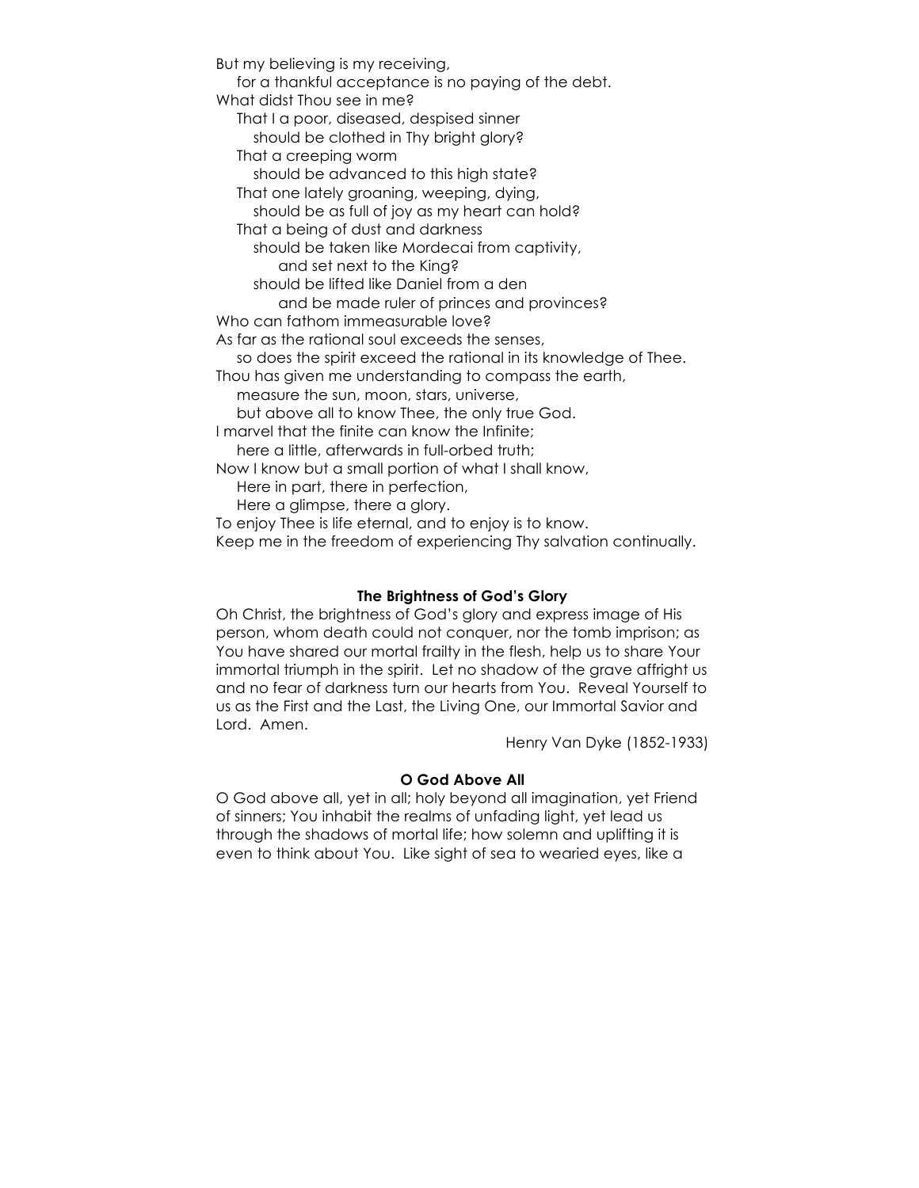But my believing is my receiving,  
    for a thankful acceptance is no paying of the debt.  
What didst Thou see in me?  
    That I a poor, diseased, despised sinner  
        should be clothed in Thy bright glory?  
    That a creeping worm  
        should be advanced to this high state?  
    That one lately groaning, weeping, dying,  
        should be as full of joy as my heart can hold?  
    That a being of dust and darkness  
        should be taken like Mordecai from captivity,  
            and set next to the King?  
        should be lifted like Daniel from a den  
            and be made ruler of princes and provinces?  
Who can fathom immeasurable love?  
As far as the rational soul exceeds the senses,  
    so does the spirit exceed the rational in its knowledge of Thee.  
Thou has given me understanding to compass the earth,  
    measure the sun, moon, stars, universe,  
    but above all to know Thee, the only true God.  
I marvel that the finite can know the Infinite;  
    here a little, afterwards in full-orbed truth;  
Now I know but a small portion of what I shall know,  
    Here in part, there in perfection,  
    Here a glimpse, there a glory.  
To enjoy Thee is life eternal, and to enjoy is to know.  
Keep me in the freedom of experiencing Thy salvation continually.

### The Brightness of God's Glory

Oh Christ, the brightness of God's glory and express image of His person, whom death could not conquer, nor the tomb imprison; as You have shared our mortal frailty in the flesh, help us to share Your immortal triumph in the spirit. Let no shadow of the grave affright us and no fear of darkness turn our hearts from You. Reveal Yourself to us as the First and the Last, the Living One, our Immortal Savior and Lord. Amen.

Henry Van Dyke (1852-1933)

### O God Above All

O God above all, yet in all; holy beyond all imagination, yet Friend of sinners; You inhabit the realms of unfading light, yet lead us through the shadows of mortal life; how solemn and uplifting it is even to think about You. Like sight of sea to wearied eyes, like a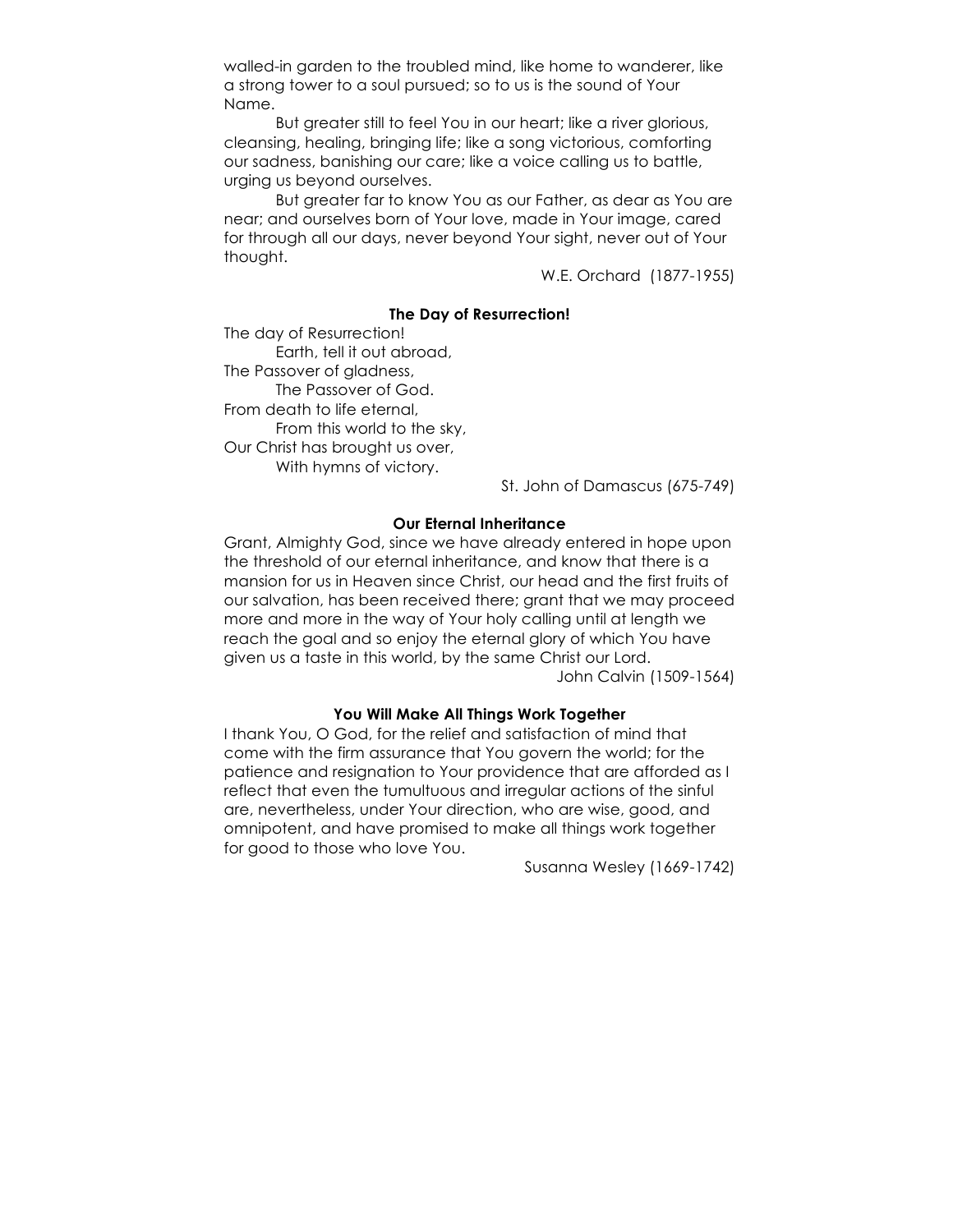walled-in garden to the troubled mind, like home to wanderer, like a strong tower to a soul pursued; so to us is the sound of Your Name.

But greater still to feel You in our heart; like a river glorious, cleansing, healing, bringing life; like a song victorious, comforting our sadness, banishing our care; like a voice calling us to battle, urging us beyond ourselves.

But greater far to know You as our Father, as dear as You are near; and ourselves born of Your love, made in Your image, cared for through all our days, never beyond Your sight, never out of Your thought.

W.E. Orchard (1877-1955)

**The Day of Resurrection!**

The day of Resurrection!
    Earth, tell it out abroad,
The Passover of gladness,
    The Passover of God.
From death to life eternal,
    From this world to the sky,
Our Christ has brought us over,
    With hymns of victory.

St. John of Damascus (675-749)

**Our Eternal Inheritance**

Grant, Almighty God, since we have already entered in hope upon the threshold of our eternal inheritance, and know that there is a mansion for us in Heaven since Christ, our head and the first fruits of our salvation, has been received there; grant that we may proceed more and more in the way of Your holy calling until at length we reach the goal and so enjoy the eternal glory of which You have given us a taste in this world, by the same Christ our Lord.

John Calvin (1509-1564)

**You Will Make All Things Work Together**

I thank You, O God, for the relief and satisfaction of mind that come with the firm assurance that You govern the world; for the patience and resignation to Your providence that are afforded as I reflect that even the tumultuous and irregular actions of the sinful are, nevertheless, under Your direction, who are wise, good, and omnipotent, and have promised to make all things work together for good to those who love You.

Susanna Wesley (1669-1742)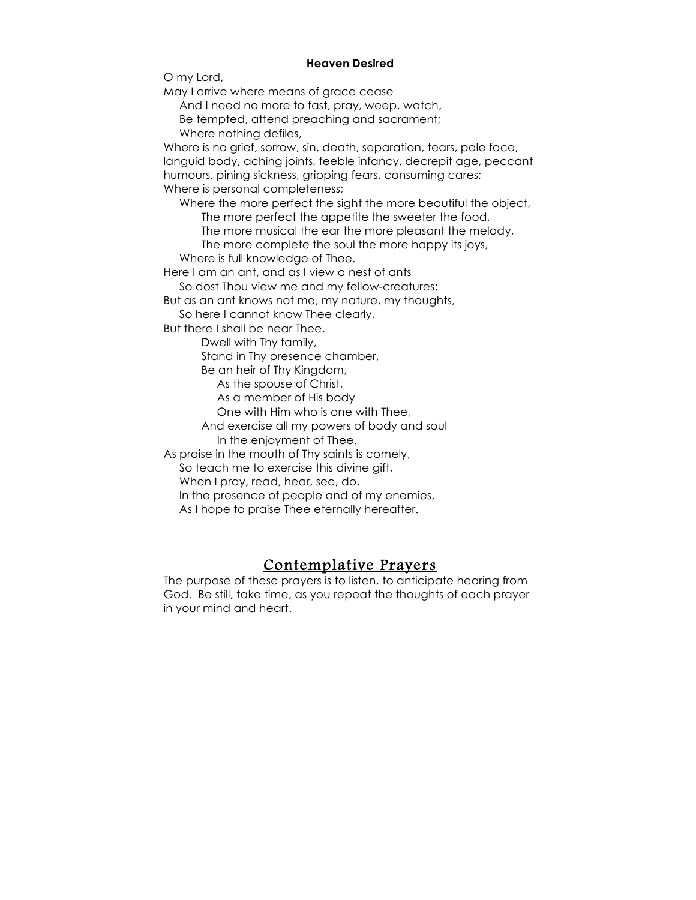**Heaven Desired**

O my Lord,
May I arrive where means of grace cease
    And I need no more to fast, pray, weep, watch,
    Be tempted, attend preaching and sacrament;
    Where nothing defiles,
Where is no grief, sorrow, sin, death, separation, tears, pale face, languid body, aching joints, feeble infancy, decrepit age, peccant humours, pining sickness, gripping fears, consuming cares;
Where is personal completeness;
    Where the more perfect the sight the more beautiful the object,
        The more perfect the appetite the sweeter the food,
        The more musical the ear the more pleasant the melody,
        The more complete the soul the more happy its joys,
    Where is full knowledge of Thee.
Here I am an ant, and as I view a nest of ants
    So dost Thou view me and my fellow-creatures;
But as an ant knows not me, my nature, my thoughts,
    So here I cannot know Thee clearly,
But there I shall be near Thee,
        Dwell with Thy family,
        Stand in Thy presence chamber,
        Be an heir of Thy Kingdom,
            As the spouse of Christ,
            As a member of His body
            One with Him who is one with Thee,
        And exercise all my powers of body and soul
            In the enjoyment of Thee.
As praise in the mouth of Thy saints is comely,
    So teach me to exercise this divine gift,
    When I pray, read, hear, see, do,
    In the presence of people and of my enemies,
    As I hope to praise Thee eternally hereafter.

## Contemplative Prayers

The purpose of these prayers is to listen, to anticipate hearing from God. Be still, take time, as you repeat the thoughts of each prayer in your mind and heart.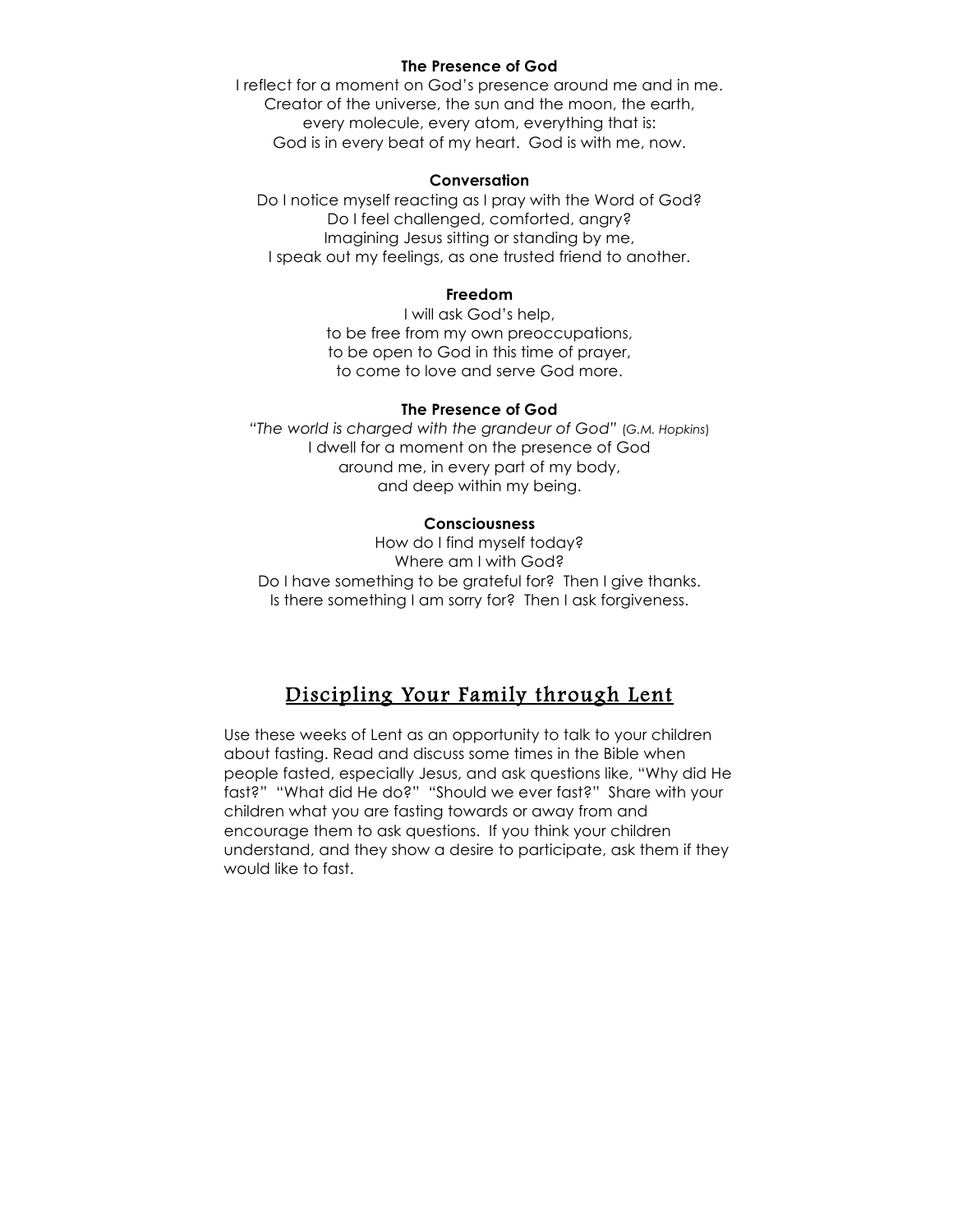**The Presence of God**

I reflect for a moment on God's presence around me and in me.
Creator of the universe, the sun and the moon, the earth,
every molecule, every atom, everything that is:
God is in every beat of my heart. God is with me, now.

**Conversation**

Do I notice myself reacting as I pray with the Word of God?
Do I feel challenged, comforted, angry?
Imagining Jesus sitting or standing by me,
I speak out my feelings, as one trusted friend to another.

**Freedom**

I will ask God's help,
to be free from my own preoccupations,
to be open to God in this time of prayer,
to come to love and serve God more.

**The Presence of God**

*"The world is charged with the grandeur of God"* (*G.M. Hopkins*)
I dwell for a moment on the presence of God
around me, in every part of my body,
and deep within my being.

**Consciousness**

How do I find myself today?
Where am I with God?
Do I have something to be grateful for? Then I give thanks.
Is there something I am sorry for? Then I ask forgiveness.

## Discipling Your Family through Lent

Use these weeks of Lent as an opportunity to talk to your children about fasting. Read and discuss some times in the Bible when people fasted, especially Jesus, and ask questions like, "Why did He fast?" "What did He do?" "Should we ever fast?" Share with your children what you are fasting towards or away from and encourage them to ask questions. If you think your children understand, and they show a desire to participate, ask them if they would like to fast.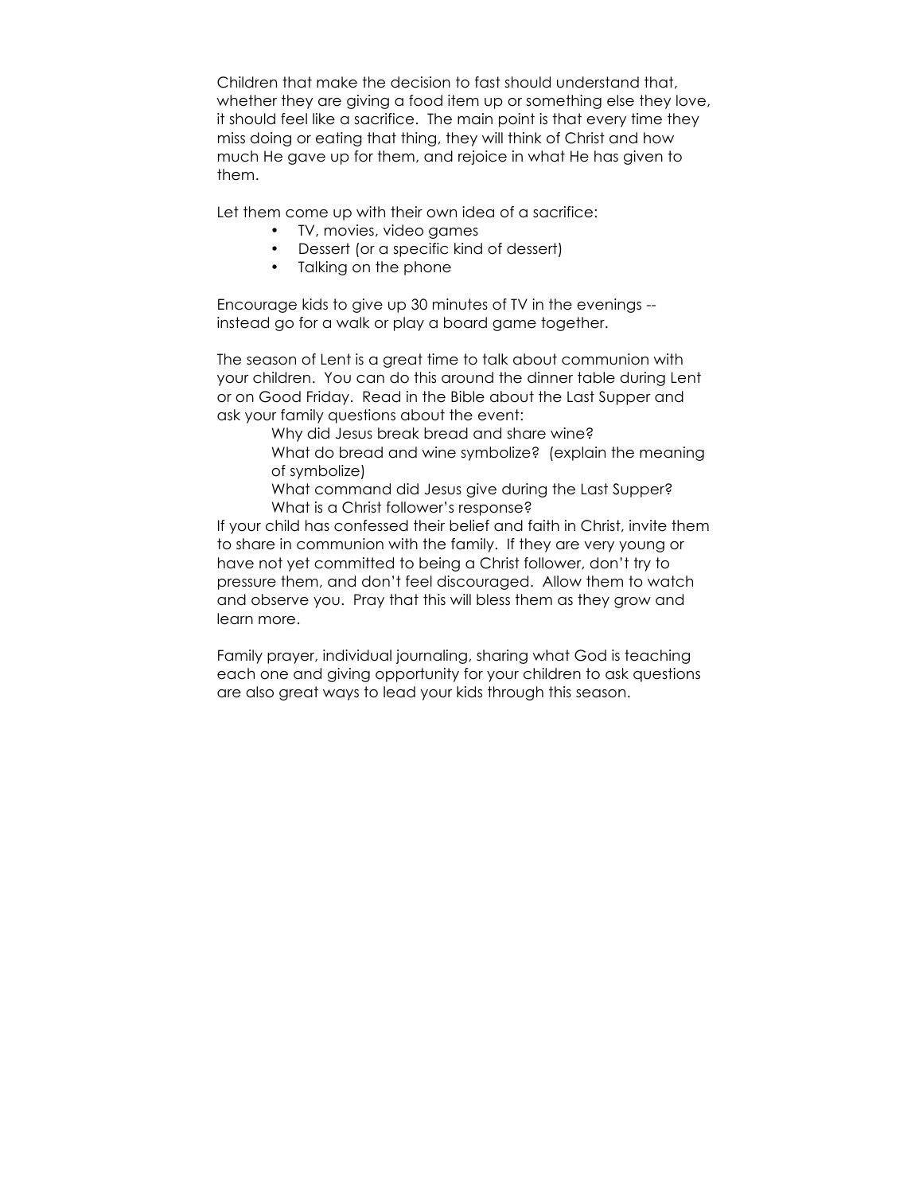Children that make the decision to fast should understand that, whether they are giving a food item up or something else they love, it should feel like a sacrifice. The main point is that every time they miss doing or eating that thing, they will think of Christ and how much He gave up for them, and rejoice in what He has given to them.

Let them come up with their own idea of a sacrifice:

- TV, movies, video games
- Dessert (or a specific kind of dessert)
- Talking on the phone

Encourage kids to give up 30 minutes of TV in the evenings -- instead go for a walk or play a board game together.

The season of Lent is a great time to talk about communion with your children. You can do this around the dinner table during Lent or on Good Friday. Read in the Bible about the Last Supper and ask your family questions about the event:

Why did Jesus break bread and share wine?
What do bread and wine symbolize? (explain the meaning of symbolize)
What command did Jesus give during the Last Supper?
What is a Christ follower's response?

If your child has confessed their belief and faith in Christ, invite them to share in communion with the family. If they are very young or have not yet committed to being a Christ follower, don't try to pressure them, and don't feel discouraged. Allow them to watch and observe you. Pray that this will bless them as they grow and learn more.

Family prayer, individual journaling, sharing what God is teaching each one and giving opportunity for your children to ask questions are also great ways to lead your kids through this season.